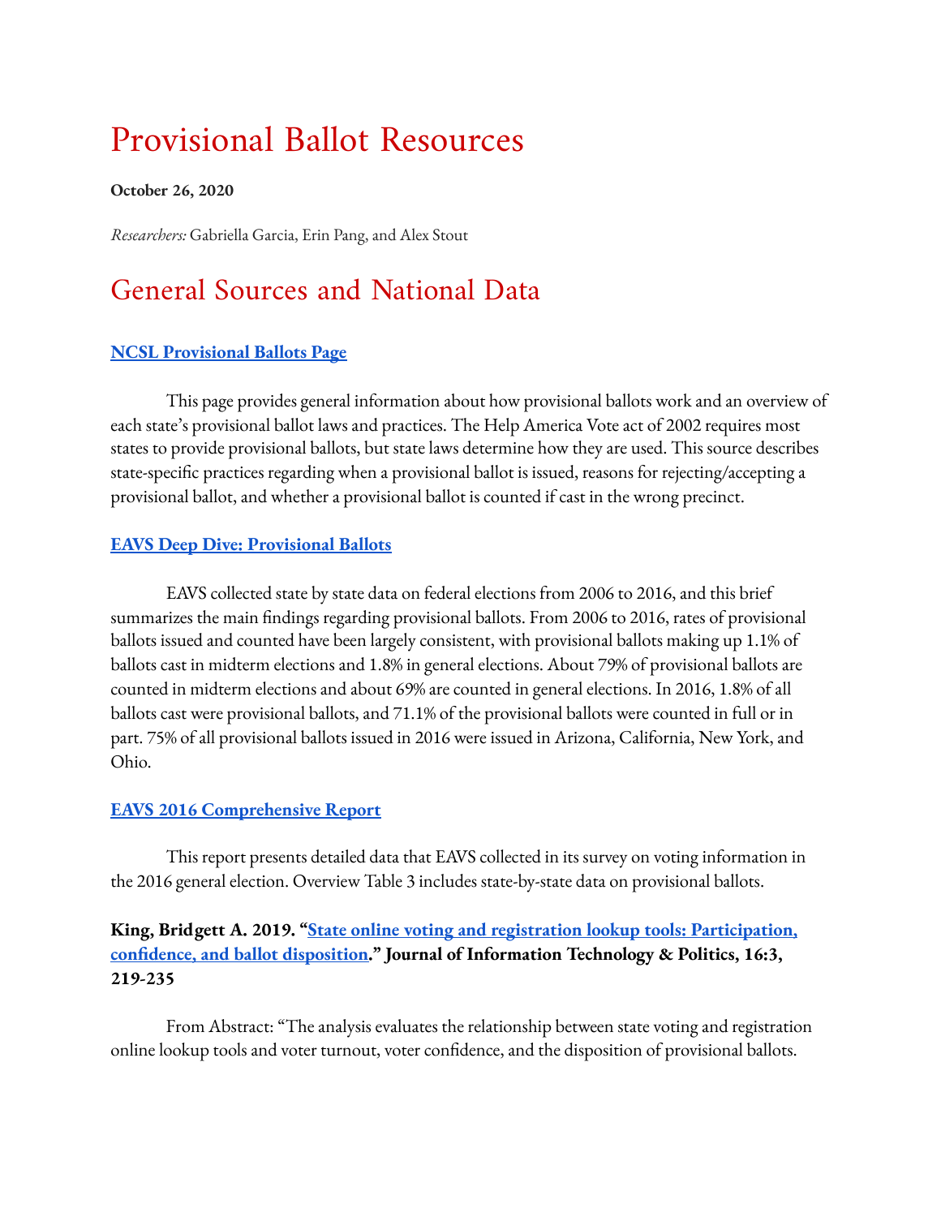# Provisional Ballot Resources

**October 26, 2020**

*Researchers:* Gabriella Garcia, Erin Pang, and Alex Stout

# General Sources and National Data

**NCSL Provisional Ballots Page**

This page provides general information about how provisional ballots work and an overview of each state's provisional ballot laws and practices. The Help America Vote act of 2002 requires most states to provide provisional ballots, but state laws determine how they are used. This source describes state-specific practices regarding when a provisional ballot is issued, reasons for rejecting/accepting a provisional ballot, and whether a provisional ballot is counted if cast in the wrong precinct.

**EAVS Deep Dive: Provisional Ballots**

EAVS collected state by state data on federal elections from 2006 to 2016, and this brief summarizes the main findings regarding provisional ballots. From 2006 to 2016, rates of provisional ballots issued and counted have been largely consistent, with provisional ballots making up 1.1% of ballots cast in midterm elections and 1.8% in general elections. About 79% of provisional ballots are counted in midterm elections and about 69% are counted in general elections. In 2016, 1.8% of all ballots cast were provisional ballots, and 71.1% of the provisional ballots were counted in full or in part. 75% of all provisional ballots issued in 2016 were issued in Arizona, California, New York, and Ohio.

**EAVS 2016 Comprehensive Report**

This report presents detailed data that EAVS collected in its survey on voting information in the 2016 general election. Overview Table 3 includes state-by-state data on provisional ballots.

**King, Bridgett A. 2019. "State online voting and registration lookup tools: Participation, confidence, and ballot disposition." Journal of Information Technology & Politics, 16:3, 219-235**

From Abstract: "The analysis evaluates the relationship between state voting and registration online lookup tools and voter turnout, voter confidence, and the disposition of provisional ballots.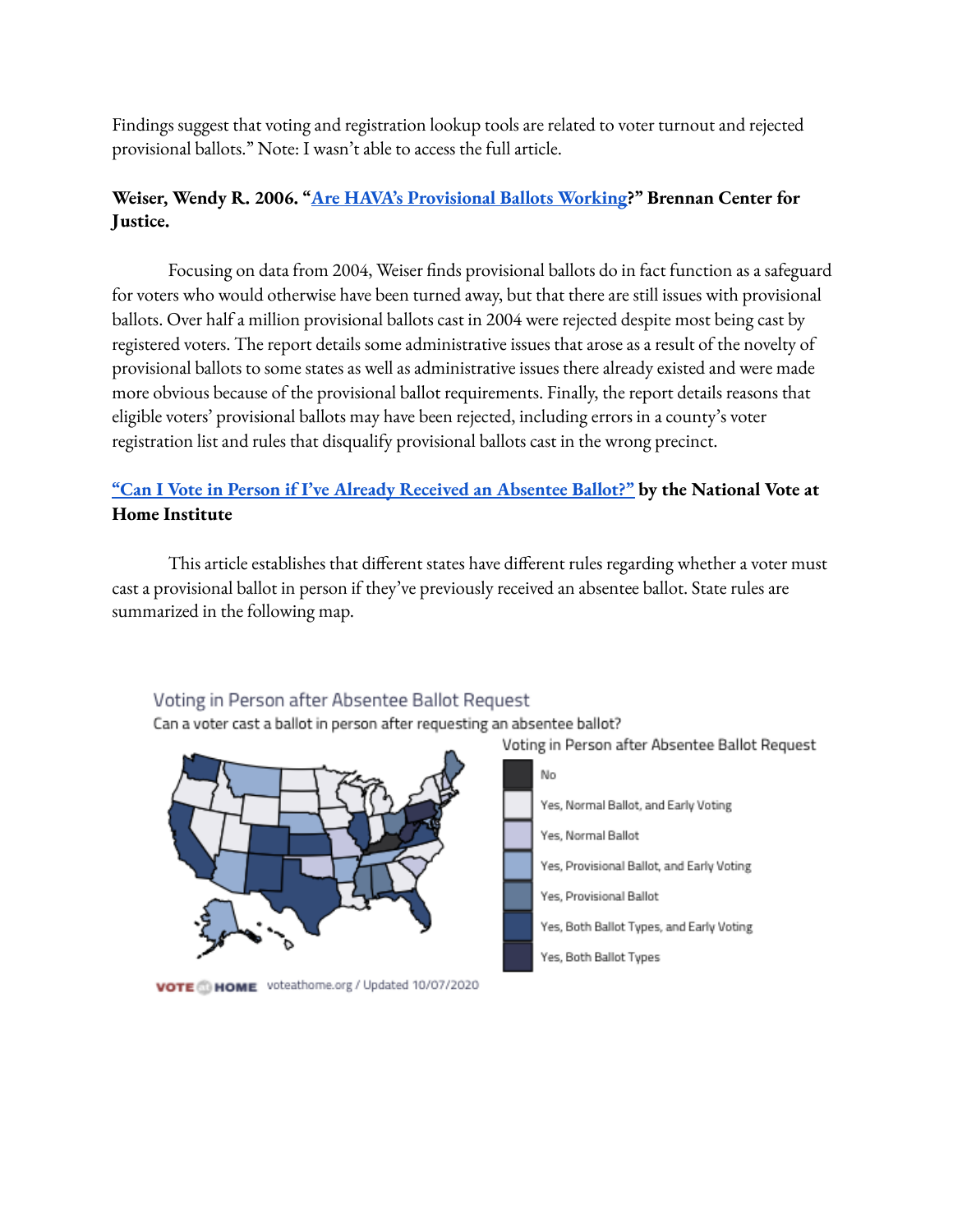Findings suggest that voting and registration lookup tools are related to voter turnout and rejected provisional ballots." Note: I wasn't able to access the full article.

**Weiser, Wendy R. 2006. "[Are HAVA's Provisional Ballots Working](#)?" Brennan Center for Justice.**

Focusing on data from 2004, Weiser finds provisional ballots do in fact function as a safeguard for voters who would otherwise have been turned away, but that there are still issues with provisional ballots. Over half a million provisional ballots cast in 2004 were rejected despite most being cast by registered voters. The report details some administrative issues that arose as a result of the novelty of provisional ballots to some states as well as administrative issues there already existed and were made more obvious because of the provisional ballot requirements. Finally, the report details reasons that eligible voters' provisional ballots may have been rejected, including errors in a county's voter registration list and rules that disqualify provisional ballots cast in the wrong precinct.

**[“Can I Vote in Person if I've Already Received an Absentee Ballot?”](#) by the National Vote at Home Institute**

This article establishes that different states have different rules regarding whether a voter must cast a provisional ballot in person if they've previously received an absentee ballot. State rules are summarized in the following map.

Voting in Person after Absentee Ballot Request

Can a voter cast a ballot in person after requesting an absentee ballot?

Voting in Person after Absentee Ballot Request

- No
- Yes, Normal Ballot, and Early Voting
- Yes, Normal Ballot
- Yes, Provisional Ballot, and Early Voting
- Yes, Provisional Ballot
- Yes, Both Ballot Types, and Early Voting
- Yes, Both Ballot Types

VOTE AT HOME voteathome.org / Updated 10/07/2020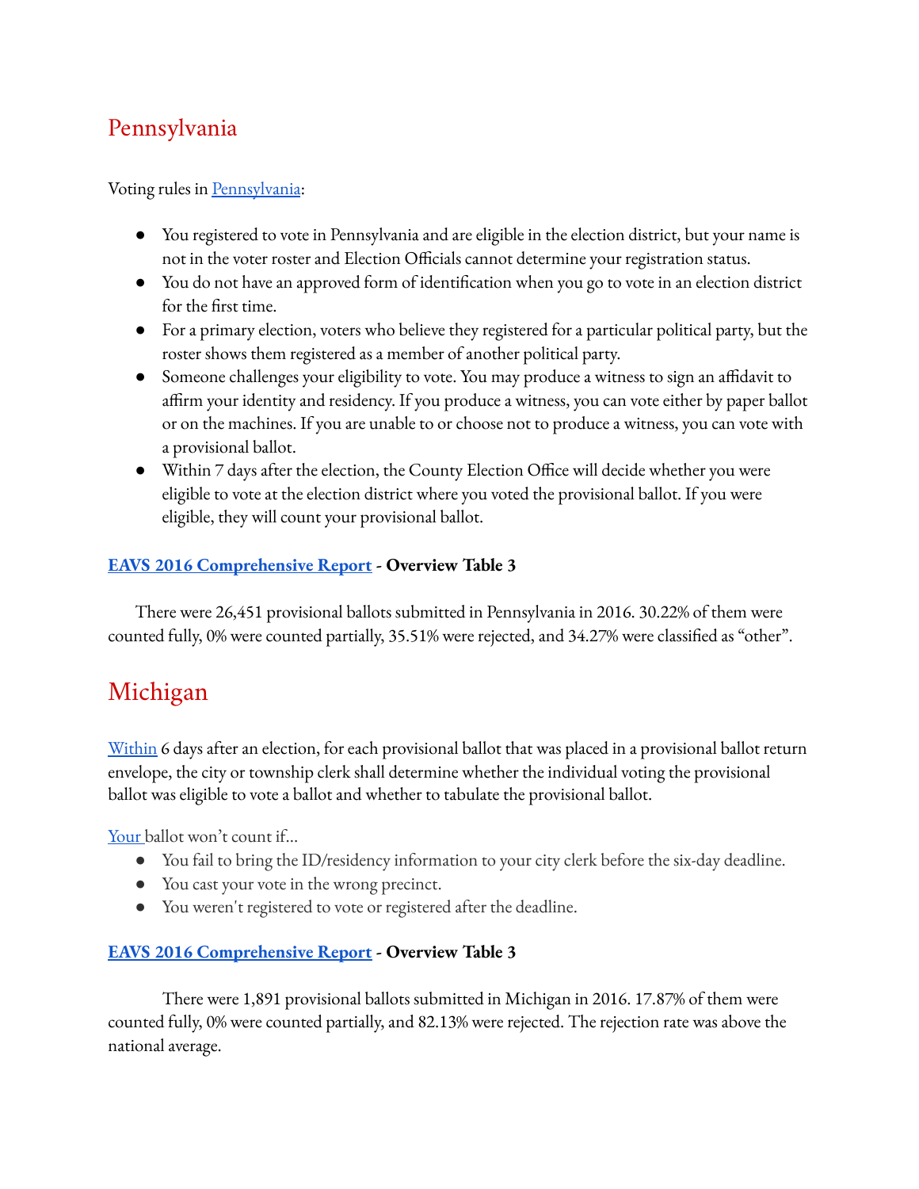# Pennsylvania

Voting rules in Pennsylvania:

- You registered to vote in Pennsylvania and are eligible in the election district, but your name is not in the voter roster and Election Officials cannot determine your registration status.
- You do not have an approved form of identification when you go to vote in an election district for the first time.
- For a primary election, voters who believe they registered for a particular political party, but the roster shows them registered as a member of another political party.
- Someone challenges your eligibility to vote. You may produce a witness to sign an affidavit to affirm your identity and residency. If you produce a witness, you can vote either by paper ballot or on the machines. If you are unable to or choose not to produce a witness, you can vote with a provisional ballot.
- Within 7 days after the election, the County Election Office will decide whether you were eligible to vote at the election district where you voted the provisional ballot. If you were eligible, they will count your provisional ballot.

**EAVS 2016 Comprehensive Report - Overview Table 3**

There were 26,451 provisional ballots submitted in Pennsylvania in 2016. 30.22% of them were counted fully, 0% were counted partially, 35.51% were rejected, and 34.27% were classified as "other".

# Michigan

Within 6 days after an election, for each provisional ballot that was placed in a provisional ballot return envelope, the city or township clerk shall determine whether the individual voting the provisional ballot was eligible to vote a ballot and whether to tabulate the provisional ballot.

Your ballot won't count if...

- You fail to bring the ID/residency information to your city clerk before the six-day deadline.
- You cast your vote in the wrong precinct.
- You weren't registered to vote or registered after the deadline.

**EAVS 2016 Comprehensive Report - Overview Table 3**

There were 1,891 provisional ballots submitted in Michigan in 2016. 17.87% of them were counted fully, 0% were counted partially, and 82.13% were rejected. The rejection rate was above the national average.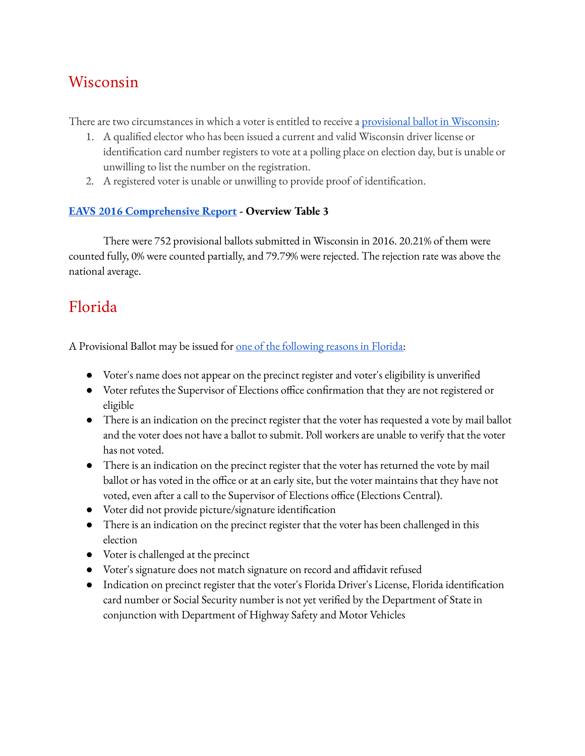## Wisconsin

There are two circumstances in which a voter is entitled to receive a provisional ballot in Wisconsin:

1. A qualified elector who has been issued a current and valid Wisconsin driver license or identification card number registers to vote at a polling place on election day, but is unable or unwilling to list the number on the registration.
2. A registered voter is unable or unwilling to provide proof of identification.

**EAVS 2016 Comprehensive Report - Overview Table 3**

There were 752 provisional ballots submitted in Wisconsin in 2016. 20.21% of them were counted fully, 0% were counted partially, and 79.79% were rejected. The rejection rate was above the national average.

## Florida

A Provisional Ballot may be issued for one of the following reasons in Florida:

- Voter's name does not appear on the precinct register and voter's eligibility is unverified
- Voter refutes the Supervisor of Elections office confirmation that they are not registered or eligible
- There is an indication on the precinct register that the voter has requested a vote by mail ballot and the voter does not have a ballot to submit. Poll workers are unable to verify that the voter has not voted.
- There is an indication on the precinct register that the voter has returned the vote by mail ballot or has voted in the office or at an early site, but the voter maintains that they have not voted, even after a call to the Supervisor of Elections office (Elections Central).
- Voter did not provide picture/signature identification
- There is an indication on the precinct register that the voter has been challenged in this election
- Voter is challenged at the precinct
- Voter's signature does not match signature on record and affidavit refused
- Indication on precinct register that the voter's Florida Driver's License, Florida identification card number or Social Security number is not yet verified by the Department of State in conjunction with Department of Highway Safety and Motor Vehicles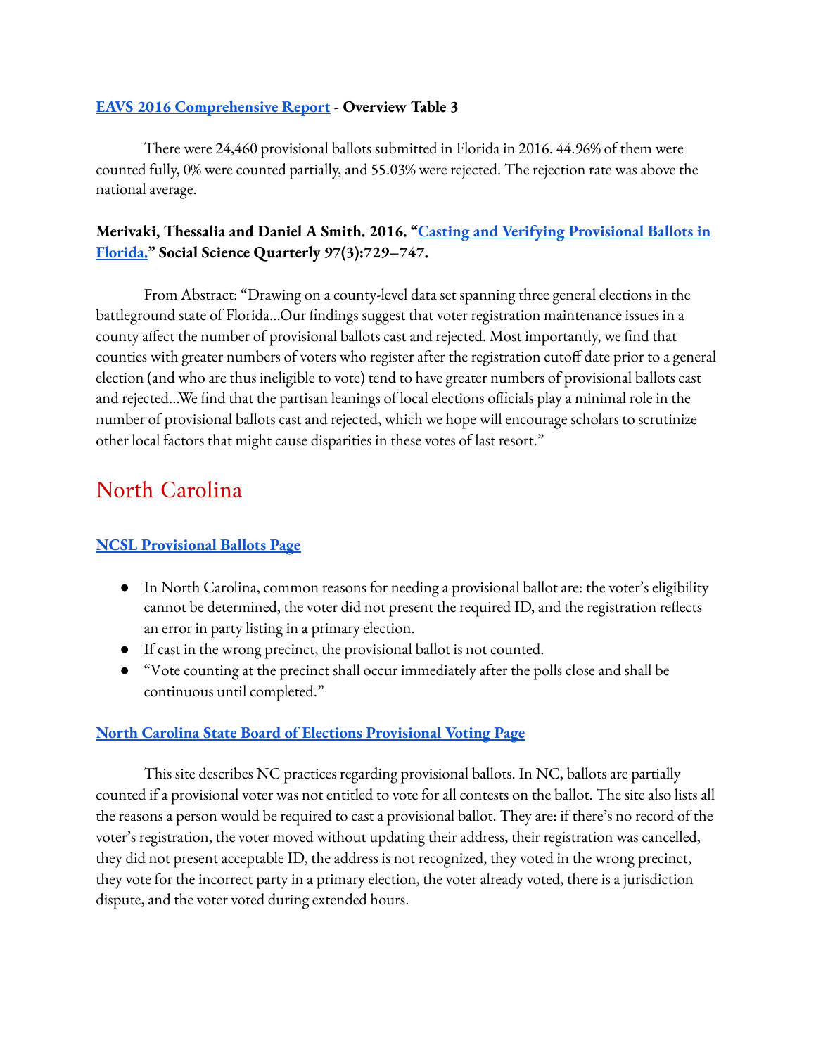**EAVS 2016 Comprehensive Report - Overview Table 3**

There were 24,460 provisional ballots submitted in Florida in 2016. 44.96% of them were counted fully, 0% were counted partially, and 55.03% were rejected. The rejection rate was above the national average.

**Merivaki, Thessalia and Daniel A Smith. 2016. "Casting and Verifying Provisional Ballots in Florida." Social Science Quarterly 97(3):729–747.**

From Abstract: "Drawing on a county-level data set spanning three general elections in the battleground state of Florida...Our findings suggest that voter registration maintenance issues in a county affect the number of provisional ballots cast and rejected. Most importantly, we find that counties with greater numbers of voters who register after the registration cutoff date prior to a general election (and who are thus ineligible to vote) tend to have greater numbers of provisional ballots cast and rejected...We find that the partisan leanings of local elections officials play a minimal role in the number of provisional ballots cast and rejected, which we hope will encourage scholars to scrutinize other local factors that might cause disparities in these votes of last resort."

# North Carolina

**NCSL Provisional Ballots Page**

- In North Carolina, common reasons for needing a provisional ballot are: the voter's eligibility cannot be determined, the voter did not present the required ID, and the registration reflects an error in party listing in a primary election.
- If cast in the wrong precinct, the provisional ballot is not counted.
- "Vote counting at the precinct shall occur immediately after the polls close and shall be continuous until completed."

**North Carolina State Board of Elections Provisional Voting Page**

This site describes NC practices regarding provisional ballots. In NC, ballots are partially counted if a provisional voter was not entitled to vote for all contests on the ballot. The site also lists all the reasons a person would be required to cast a provisional ballot. They are: if there's no record of the voter's registration, the voter moved without updating their address, their registration was cancelled, they did not present acceptable ID, the address is not recognized, they voted in the wrong precinct, they vote for the incorrect party in a primary election, the voter already voted, there is a jurisdiction dispute, and the voter voted during extended hours.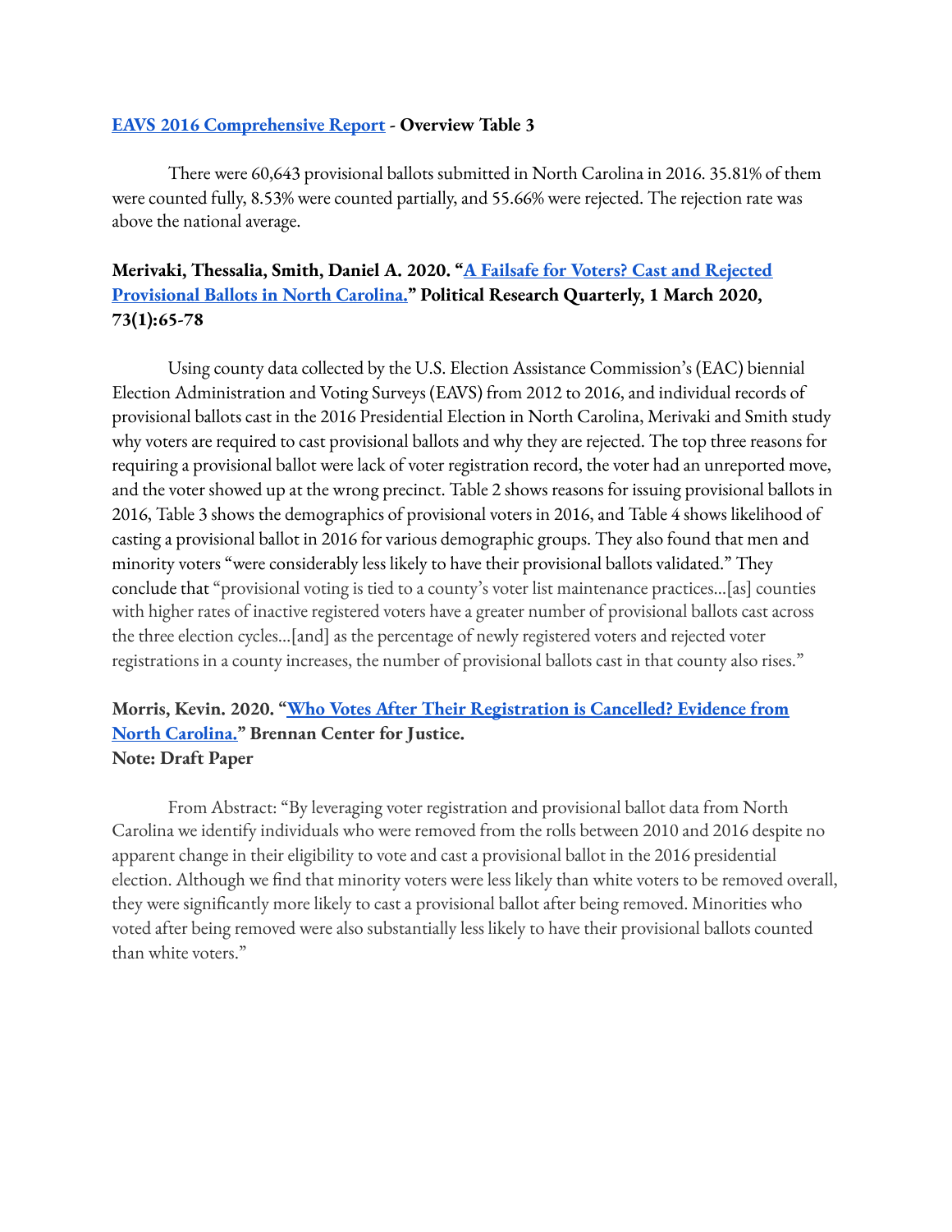**[EAVS 2016 Comprehensive Report](#) - Overview Table 3**

There were 60,643 provisional ballots submitted in North Carolina in 2016. 35.81% of them were counted fully, 8.53% were counted partially, and 55.66% were rejected. The rejection rate was above the national average.

**Merivaki, Thessalia, Smith, Daniel A. 2020. "[A Failsafe for Voters? Cast and Rejected Provisional Ballots in North Carolina.](#)" Political Research Quarterly, 1 March 2020, 73(1):65-78**

Using county data collected by the U.S. Election Assistance Commission's (EAC) biennial Election Administration and Voting Surveys (EAVS) from 2012 to 2016, and individual records of provisional ballots cast in the 2016 Presidential Election in North Carolina, Merivaki and Smith study why voters are required to cast provisional ballots and why they are rejected. The top three reasons for requiring a provisional ballot were lack of voter registration record, the voter had an unreported move, and the voter showed up at the wrong precinct. Table 2 shows reasons for issuing provisional ballots in 2016, Table 3 shows the demographics of provisional voters in 2016, and Table 4 shows likelihood of casting a provisional ballot in 2016 for various demographic groups. They also found that men and minority voters "were considerably less likely to have their provisional ballots validated." They conclude that "provisional voting is tied to a county's voter list maintenance practices…[as] counties with higher rates of inactive registered voters have a greater number of provisional ballots cast across the three election cycles…[and] as the percentage of newly registered voters and rejected voter registrations in a county increases, the number of provisional ballots cast in that county also rises."

**Morris, Kevin. 2020. "[Who Votes After Their Registration is Cancelled? Evidence from North Carolina.](#)" Brennan Center for Justice.**
**Note: Draft Paper**

From Abstract: "By leveraging voter registration and provisional ballot data from North Carolina we identify individuals who were removed from the rolls between 2010 and 2016 despite no apparent change in their eligibility to vote and cast a provisional ballot in the 2016 presidential election. Although we find that minority voters were less likely than white voters to be removed overall, they were significantly more likely to cast a provisional ballot after being removed. Minorities who voted after being removed were also substantially less likely to have their provisional ballots counted than white voters."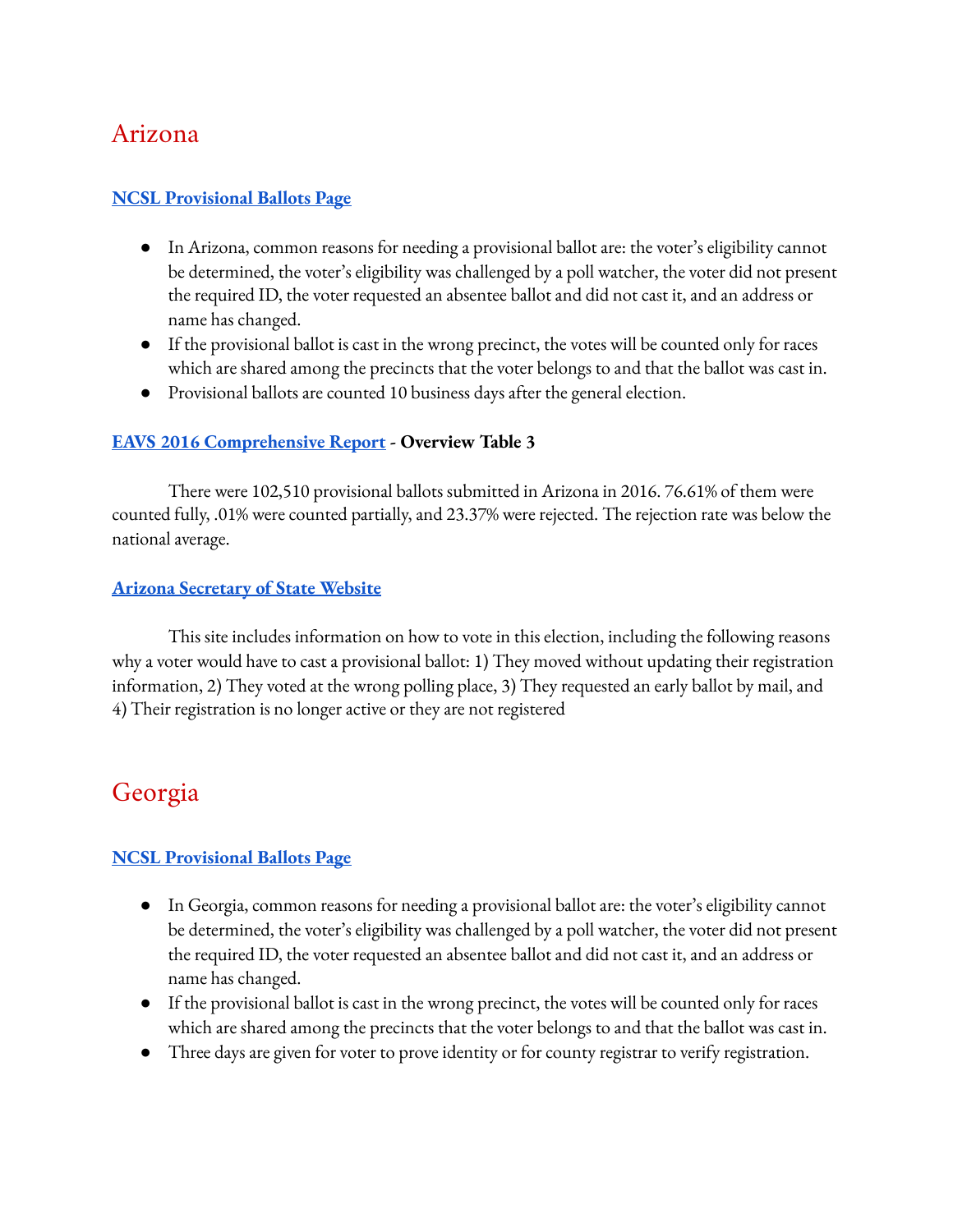# Arizona

**[NCSL Provisional Ballots Page]()**

- In Arizona, common reasons for needing a provisional ballot are: the voter's eligibility cannot be determined, the voter's eligibility was challenged by a poll watcher, the voter did not present the required ID, the voter requested an absentee ballot and did not cast it, and an address or name has changed.
- If the provisional ballot is cast in the wrong precinct, the votes will be counted only for races which are shared among the precincts that the voter belongs to and that the ballot was cast in.
- Provisional ballots are counted 10 business days after the general election.

**[EAVS 2016 Comprehensive Report]() - Overview Table 3**

There were 102,510 provisional ballots submitted in Arizona in 2016. 76.61% of them were counted fully, .01% were counted partially, and 23.37% were rejected. The rejection rate was below the national average.

**[Arizona Secretary of State Website]()**

This site includes information on how to vote in this election, including the following reasons why a voter would have to cast a provisional ballot: 1) They moved without updating their registration information, 2) They voted at the wrong polling place, 3) They requested an early ballot by mail, and 4) Their registration is no longer active or they are not registered

# Georgia

**[NCSL Provisional Ballots Page]()**

- In Georgia, common reasons for needing a provisional ballot are: the voter's eligibility cannot be determined, the voter's eligibility was challenged by a poll watcher, the voter did not present the required ID, the voter requested an absentee ballot and did not cast it, and an address or name has changed.
- If the provisional ballot is cast in the wrong precinct, the votes will be counted only for races which are shared among the precincts that the voter belongs to and that the ballot was cast in.
- Three days are given for voter to prove identity or for county registrar to verify registration.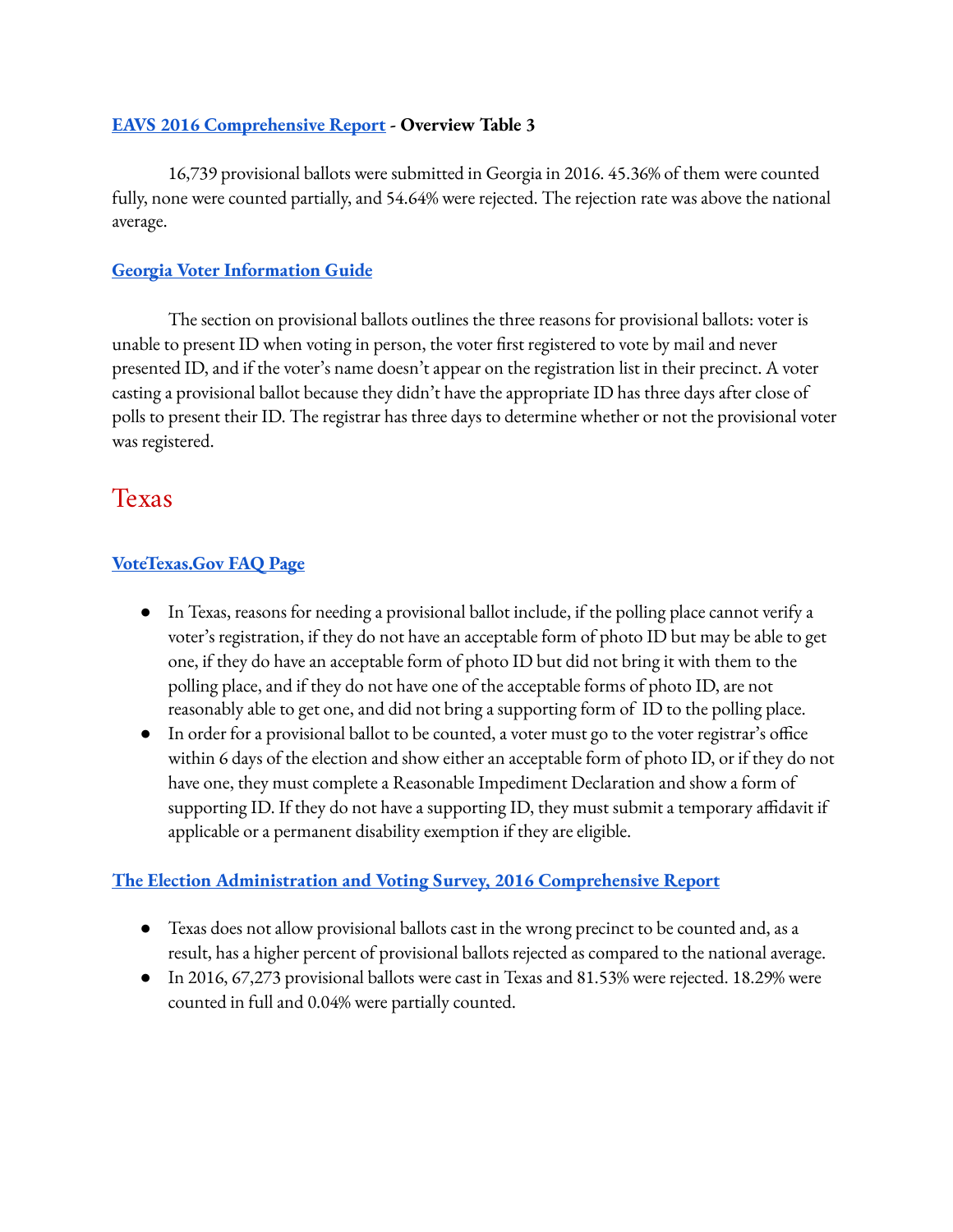**[EAVS 2016 Comprehensive Report](#) - Overview Table 3**

16,739 provisional ballots were submitted in Georgia in 2016. 45.36% of them were counted fully, none were counted partially, and 54.64% were rejected. The rejection rate was above the national average.

**[Georgia Voter Information Guide](#)**

The section on provisional ballots outlines the three reasons for provisional ballots: voter is unable to present ID when voting in person, the voter first registered to vote by mail and never presented ID, and if the voter's name doesn't appear on the registration list in their precinct. A voter casting a provisional ballot because they didn't have the appropriate ID has three days after close of polls to present their ID. The registrar has three days to determine whether or not the provisional voter was registered.

# Texas

**[VoteTexas.Gov FAQ Page](#)**

- In Texas, reasons for needing a provisional ballot include, if the polling place cannot verify a voter's registration, if they do not have an acceptable form of photo ID but may be able to get one, if they do have an acceptable form of photo ID but did not bring it with them to the polling place, and if they do not have one of the acceptable forms of photo ID, are not reasonably able to get one, and did not bring a supporting form of ID to the polling place.
- In order for a provisional ballot to be counted, a voter must go to the voter registrar's office within 6 days of the election and show either an acceptable form of photo ID, or if they do not have one, they must complete a Reasonable Impediment Declaration and show a form of supporting ID. If they do not have a supporting ID, they must submit a temporary affidavit if applicable or a permanent disability exemption if they are eligible.

**[The Election Administration and Voting Survey, 2016 Comprehensive Report](#)**

- Texas does not allow provisional ballots cast in the wrong precinct to be counted and, as a result, has a higher percent of provisional ballots rejected as compared to the national average.
- In 2016, 67,273 provisional ballots were cast in Texas and 81.53% were rejected. 18.29% were counted in full and 0.04% were partially counted.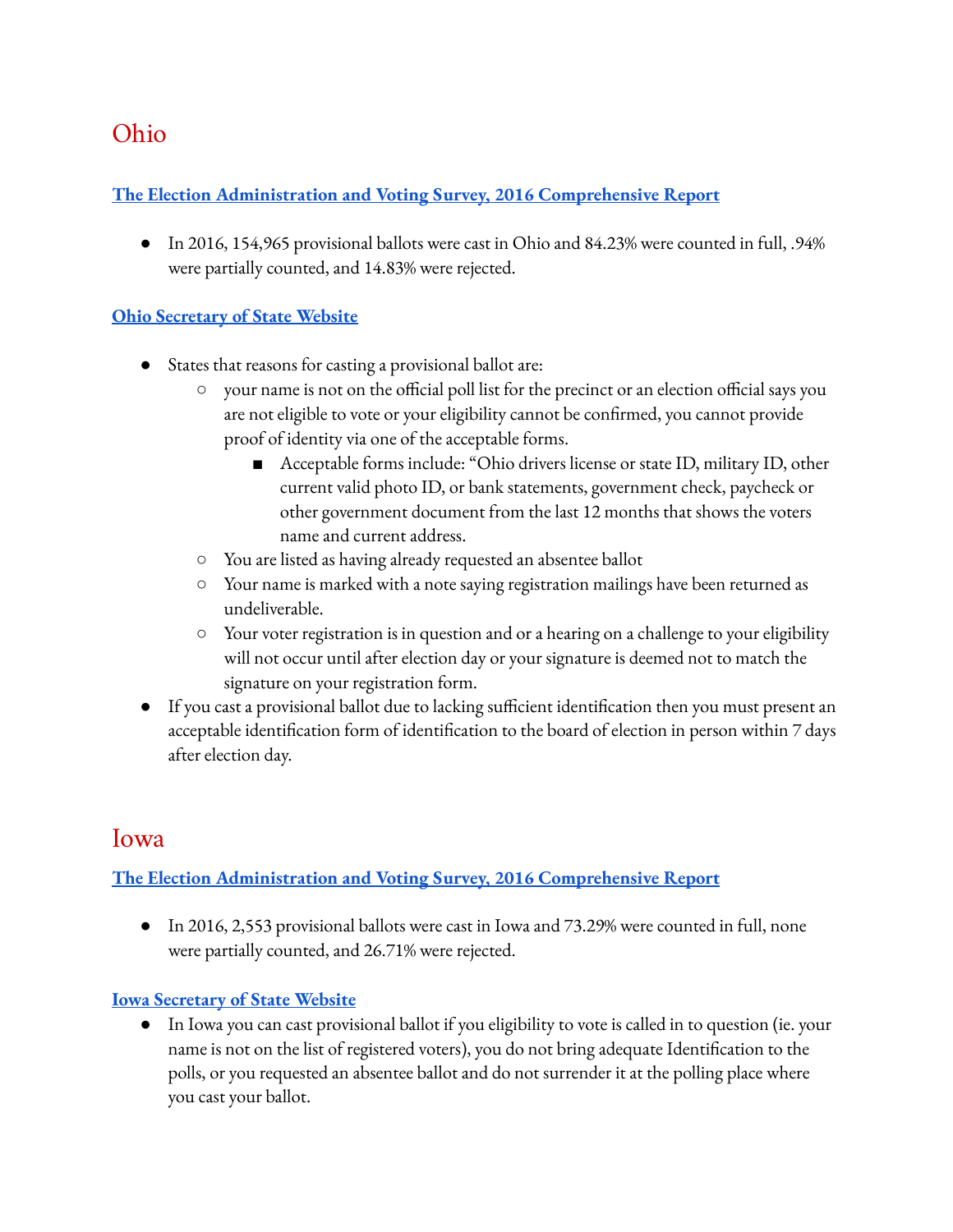# Ohio

**[The Election Administration and Voting Survey, 2016 Comprehensive Report]()**

- In 2016, 154,965 provisional ballots were cast in Ohio and 84.23% were counted in full, .94% were partially counted, and 14.83% were rejected.

**[Ohio Secretary of State Website]()**

- States that reasons for casting a provisional ballot are:
  - your name is not on the official poll list for the precinct or an election official says you are not eligible to vote or your eligibility cannot be confirmed, you cannot provide proof of identity via one of the acceptable forms.
    - Acceptable forms include: "Ohio drivers license or state ID, military ID, other current valid photo ID, or bank statements, government check, paycheck or other government document from the last 12 months that shows the voters name and current address.
  - You are listed as having already requested an absentee ballot
  - Your name is marked with a note saying registration mailings have been returned as undeliverable.
  - Your voter registration is in question and or a hearing on a challenge to your eligibility will not occur until after election day or your signature is deemed not to match the signature on your registration form.
- If you cast a provisional ballot due to lacking sufficient identification then you must present an acceptable identification form of identification to the board of election in person within 7 days after election day.

# Iowa

**[The Election Administration and Voting Survey, 2016 Comprehensive Report]()**

- In 2016, 2,553 provisional ballots were cast in Iowa and 73.29% were counted in full, none were partially counted, and 26.71% were rejected.

**[Iowa Secretary of State Website]()**

- In Iowa you can cast provisional ballot if you eligibility to vote is called in to question (ie. your name is not on the list of registered voters), you do not bring adequate Identification to the polls, or you requested an absentee ballot and do not surrender it at the polling place where you cast your ballot.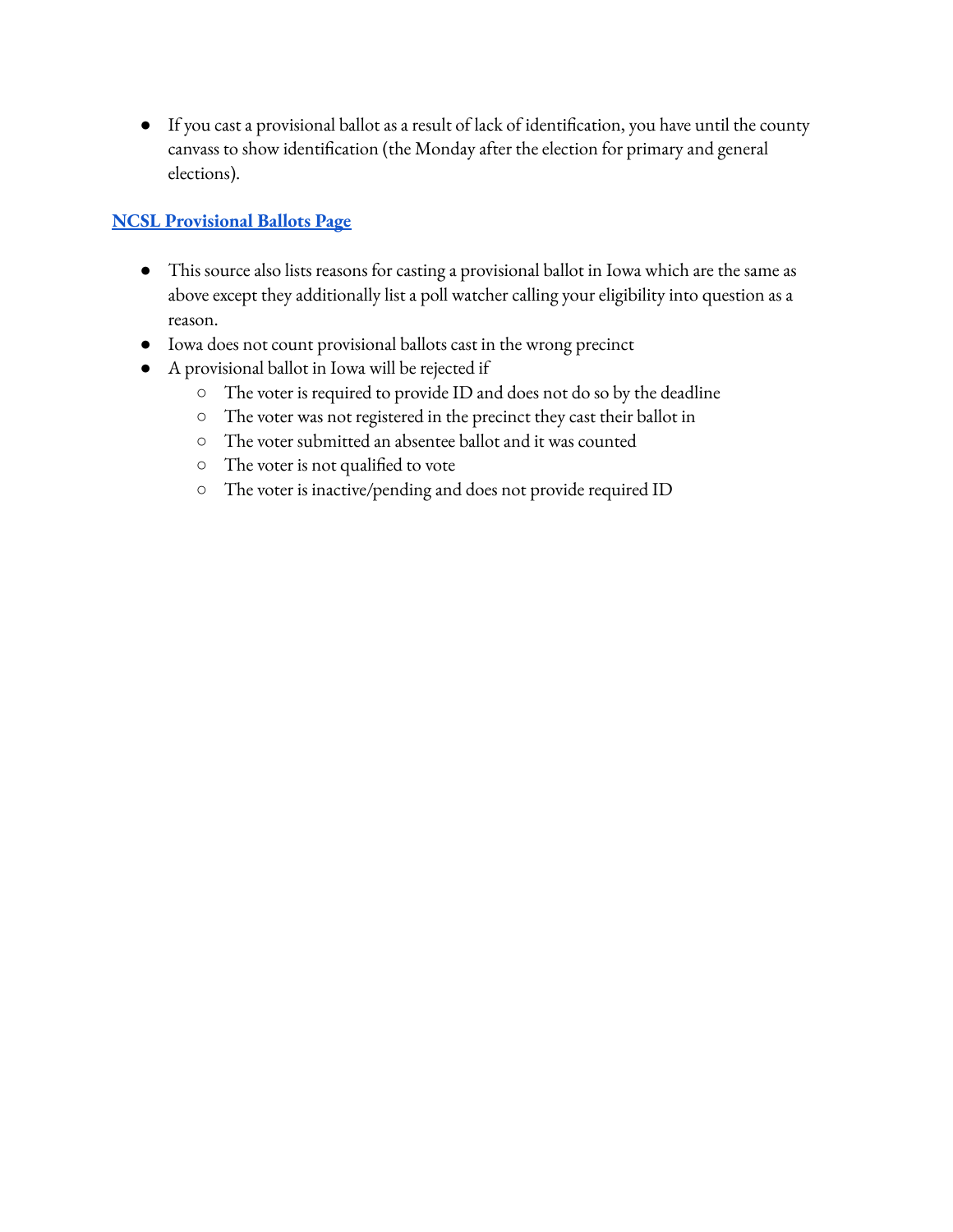- If you cast a provisional ballot as a result of lack of identification, you have until the county canvass to show identification (the Monday after the election for primary and general elections).

**[NCSL Provisional Ballots Page]**

- This source also lists reasons for casting a provisional ballot in Iowa which are the same as above except they additionally list a poll watcher calling your eligibility into question as a reason.
- Iowa does not count provisional ballots cast in the wrong precinct
- A provisional ballot in Iowa will be rejected if
  - The voter is required to provide ID and does not do so by the deadline
  - The voter was not registered in the precinct they cast their ballot in
  - The voter submitted an absentee ballot and it was counted
  - The voter is not qualified to vote
  - The voter is inactive/pending and does not provide required ID